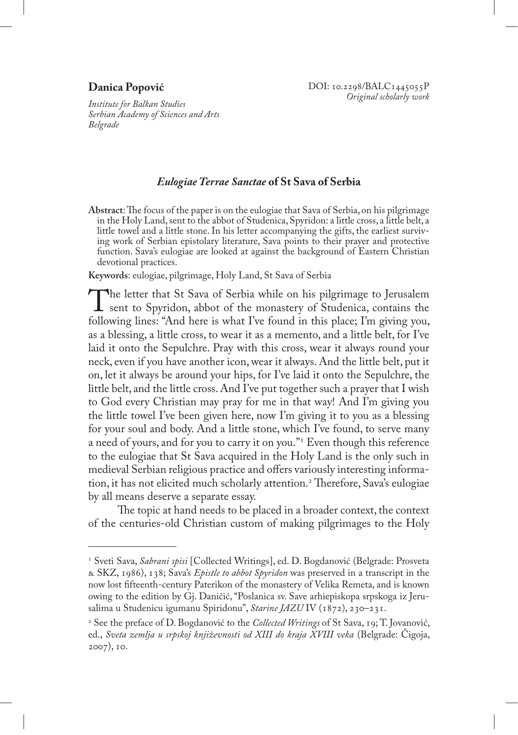**Danica Popović**

*Institute for Balkan Studies*
*Serbian Academy of Sciences and Arts*
*Belgrade*

DOI: 10.2298/BALC1445055P
*Original scholarly work*

# *Eulogiae Terrae Sanctae* of St Sava of Serbia

**Abstract**: The focus of the paper is on the eulogiae that Sava of Serbia, on his pilgrimage in the Holy Land, sent to the abbot of Studenica, Spyridon: a little cross, a little belt, a little towel and a little stone. In his letter accompanying the gifts, the earliest surviving work of Serbian epistolary literature, Sava points to their prayer and protective function. Sava's eulogiae are looked at against the background of Eastern Christian devotional practices.

**Keywords**: eulogiae, pilgrimage, Holy Land, St Sava of Serbia

The letter that St Sava of Serbia while on his pilgrimage to Jerusalem sent to Spyridon, abbot of the monastery of Studenica, contains the following lines: "And here is what I've found in this place; I'm giving you, as a blessing, a little cross, to wear it as a memento, and a little belt, for I've laid it onto the Sepulchre. Pray with this cross, wear it always round your neck, even if you have another icon, wear it always. And the little belt, put it on, let it always be around your hips, for I've laid it onto the Sepulchre, the little belt, and the little cross. And I've put together such a prayer that I wish to God every Christian may pray for me in that way! And I'm giving you the little towel I've been given here, now I'm giving it to you as a blessing for your soul and body. And a little stone, which I've found, to serve many a need of yours, and for you to carry it on you."[1] Even though this reference to the eulogiae that St Sava acquired in the Holy Land is the only such in medieval Serbian religious practice and offers variously interesting information, it has not elicited much scholarly attention.[2] Therefore, Sava's eulogiae by all means deserve a separate essay.

The topic at hand needs to be placed in a broader context, the context of the centuries-old Christian custom of making pilgrimages to the Holy

---

[1] Sveti Sava, *Sabrani spisi* [Collected Writings], ed. D. Bogdanović (Belgrade: Prosveta & SKZ, 1986), 138; Sava's *Epistle to abbot Spyridon* was preserved in a transcript in the now lost fifteenth-century Paterikon of the monastery of Velika Remeta, and is known owing to the edition by Gj. Daničić, "Poslanica sv. Save arhiepiskopa srpskoga iz Jerusalima u Studenicu igumanu Spiridonu", *Starine JAZU* IV (1872), 230–231.

[2] See the preface of D. Bogdanović to the *Collected Writings* of St Sava, 19; T. Jovanović, ed., *Sveta zemlja u srpskoj književnosti od XIII do kraja XVIII veka* (Belgrade: Čigoja, 2007), 10.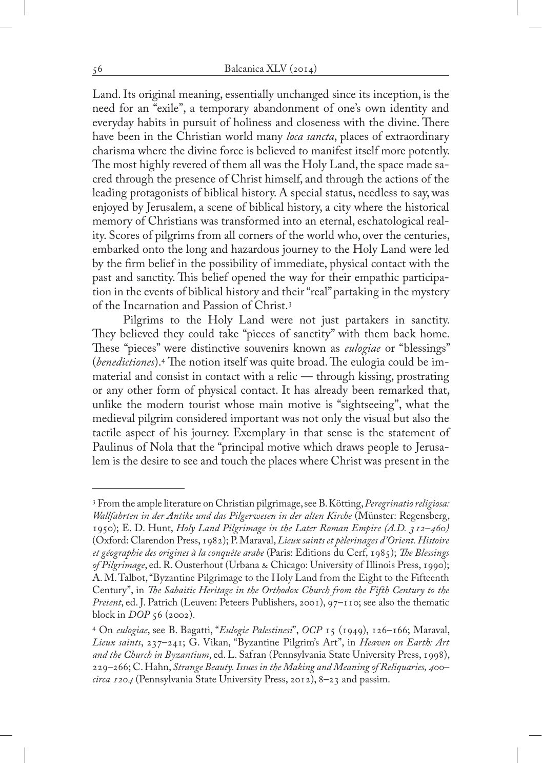Land. Its original meaning, essentially unchanged since its inception, is the need for an "exile", a temporary abandonment of one's own identity and everyday habits in pursuit of holiness and closeness with the divine. There have been in the Christian world many *loca sancta*, places of extraordinary charisma where the divine force is believed to manifest itself more potently. The most highly revered of them all was the Holy Land, the space made sacred through the presence of Christ himself, and through the actions of the leading protagonists of biblical history. A special status, needless to say, was enjoyed by Jerusalem, a scene of biblical history, a city where the historical memory of Christians was transformed into an eternal, eschatological reality. Scores of pilgrims from all corners of the world who, over the centuries, embarked onto the long and hazardous journey to the Holy Land were led by the firm belief in the possibility of immediate, physical contact with the past and sanctity. This belief opened the way for their empathic participation in the events of biblical history and their "real" partaking in the mystery of the Incarnation and Passion of Christ.[3]

Pilgrims to the Holy Land were not just partakers in sanctity. They believed they could take "pieces of sanctity" with them back home. These "pieces" were distinctive souvenirs known as *eulogiae* or "blessings" (*benedictiones*).[4] The notion itself was quite broad. The eulogia could be immaterial and consist in contact with a relic — through kissing, prostrating or any other form of physical contact. It has already been remarked that, unlike the modern tourist whose main motive is "sightseeing", what the medieval pilgrim considered important was not only the visual but also the tactile aspect of his journey. Exemplary in that sense is the statement of Paulinus of Nola that the "principal motive which draws people to Jerusalem is the desire to see and touch the places where Christ was present in the

---

[3] From the ample literature on Christian pilgrimage, see B. Kötting, *Peregrinatio religiosa: Wallfahrten in der Antike und das Pilgerwesen in der alten Kirche* (Münster: Regensberg, 1950); E. D. Hunt, *Holy Land Pilgrimage in the Later Roman Empire (A.D. 312–460)* (Oxford: Clarendon Press, 1982); P. Maraval, *Lieux saints et pèlerinages d'Orient. Histoire et géographie des origines à la conquête arabe* (Paris: Editions du Cerf, 1985); *The Blessings of Pilgrimage*, ed. R. Ousterhout (Urbana & Chicago: University of Illinois Press, 1990); A. M. Talbot, "Byzantine Pilgrimage to the Holy Land from the Eight to the Fifteenth Century", in *The Sabaitic Heritage in the Orthodox Church from the Fifth Century to the Present*, ed. J. Patrich (Leuven: Peteers Publishers, 2001), 97–110; see also the thematic block in *DOP* 56 (2002).

[4] On *eulogiae*, see B. Bagatti, "*Eulogie Palestinesi*", *OCP* 15 (1949), 126–166; Maraval, *Lieux saints*, 237–241; G. Vikan, "Byzantine Pilgrim's Art", in *Heaven on Earth: Art and the Church in Byzantium*, ed. L. Safran (Pennsylvania State University Press, 1998), 229–266; C. Hahn, *Strange Beauty. Issues in the Making and Meaning of Reliquaries, 400–circa 1204* (Pennsylvania State University Press, 2012), 8–23 and passim.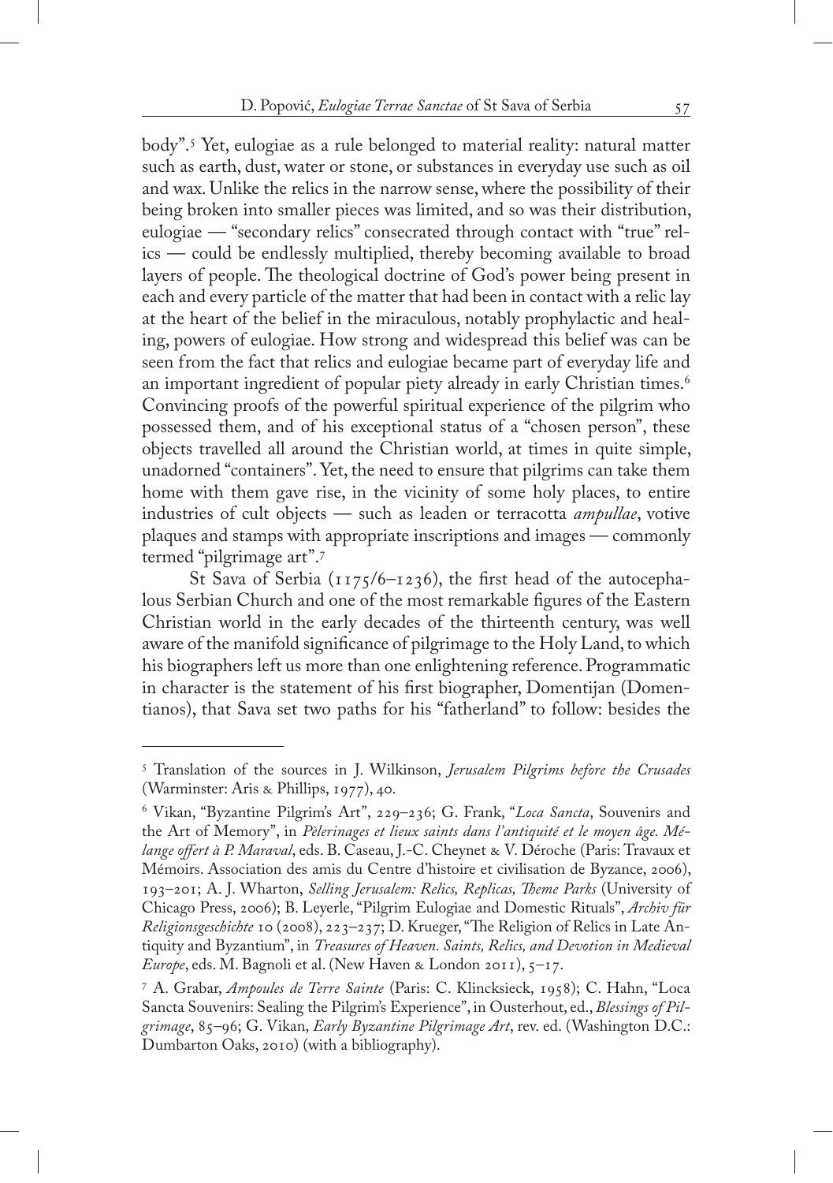body".[5] Yet, eulogiae as a rule belonged to material reality: natural matter such as earth, dust, water or stone, or substances in everyday use such as oil and wax. Unlike the relics in the narrow sense, where the possibility of their being broken into smaller pieces was limited, and so was their distribution, eulogiae — "secondary relics" consecrated through contact with "true" relics — could be endlessly multiplied, thereby becoming available to broad layers of people. The theological doctrine of God's power being present in each and every particle of the matter that had been in contact with a relic lay at the heart of the belief in the miraculous, notably prophylactic and healing, powers of eulogiae. How strong and widespread this belief was can be seen from the fact that relics and eulogiae became part of everyday life and an important ingredient of popular piety already in early Christian times.[6] Convincing proofs of the powerful spiritual experience of the pilgrim who possessed them, and of his exceptional status of a "chosen person", these objects travelled all around the Christian world, at times in quite simple, unadorned "containers". Yet, the need to ensure that pilgrims can take them home with them gave rise, in the vicinity of some holy places, to entire industries of cult objects — such as leaden or terracotta *ampullae*, votive plaques and stamps with appropriate inscriptions and images — commonly termed "pilgrimage art".[7]

St Sava of Serbia (1175/6–1236), the first head of the autocephalous Serbian Church and one of the most remarkable figures of the Eastern Christian world in the early decades of the thirteenth century, was well aware of the manifold significance of pilgrimage to the Holy Land, to which his biographers left us more than one enlightening reference. Programmatic in character is the statement of his first biographer, Domentijan (Domentianos), that Sava set two paths for his "fatherland" to follow: besides the

---

[5] Translation of the sources in J. Wilkinson, *Jerusalem Pilgrims before the Crusades* (Warminster: Aris & Phillips, 1977), 40.

[6] Vikan, "Byzantine Pilgrim's Art", 229–236; G. Frank, "*Loca Sancta*, Souvenirs and the Art of Memory", in *Pèlerinages et lieux saints dans l'antiquité et le moyen âge. Mélange offert à P. Maraval*, eds. B. Caseau, J.-C. Cheynet & V. Déroche (Paris: Travaux et Mémoirs. Association des amis du Centre d'histoire et civilisation de Byzance, 2006), 193–201; A. J. Wharton, *Selling Jerusalem: Relics, Replicas, Theme Parks* (University of Chicago Press, 2006); B. Leyerle, "Pilgrim Eulogiae and Domestic Rituals", *Archiv für Religionsgeschichte* 10 (2008), 223–237; D. Krueger, "The Religion of Relics in Late Antiquity and Byzantium", in *Treasures of Heaven. Saints, Relics, and Devotion in Medieval Europe*, eds. M. Bagnoli et al. (New Haven & London 2011), 5–17.

[7] A. Grabar, *Ampoules de Terre Sainte* (Paris: C. Klincksieck, 1958); C. Hahn, "Loca Sancta Souvenirs: Sealing the Pilgrim's Experience", in Ousterhout, ed., *Blessings of Pilgrimage*, 85–96; G. Vikan, *Early Byzantine Pilgrimage Art*, rev. ed. (Washington D.C.: Dumbarton Oaks, 2010) (with a bibliography).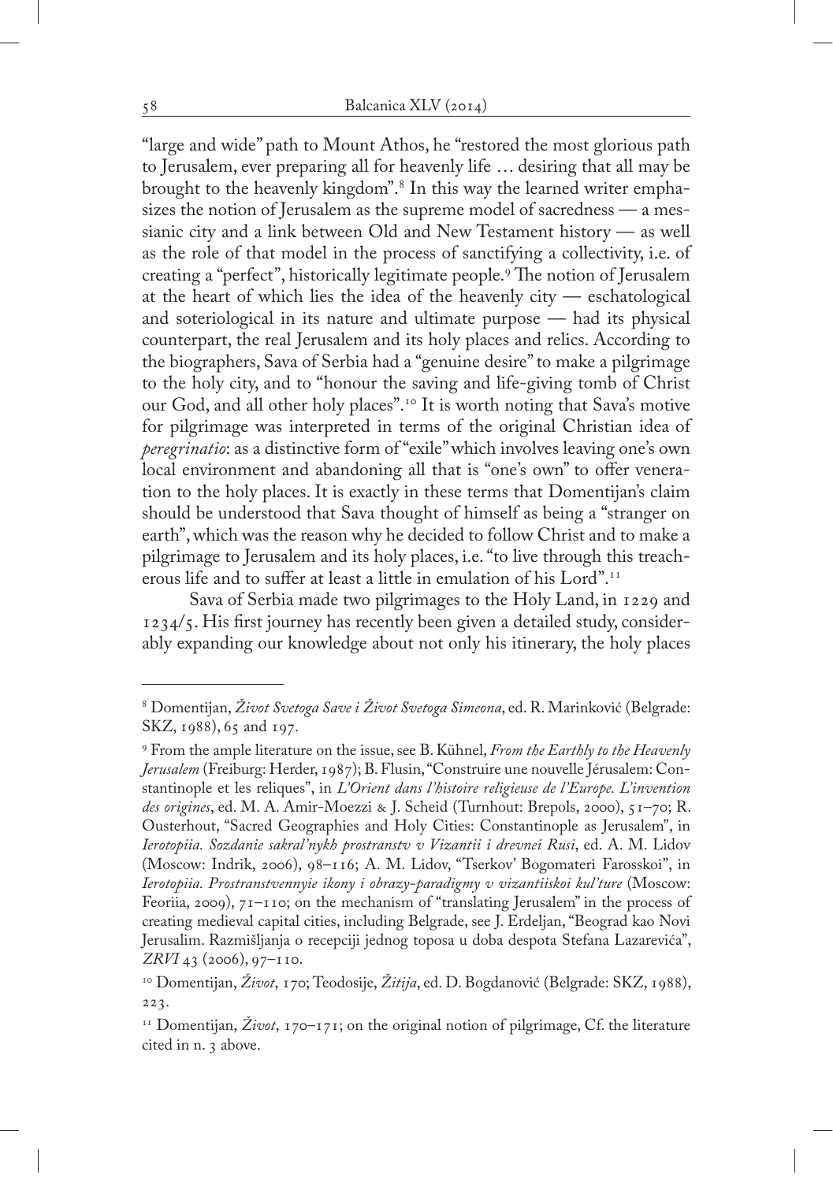"large and wide" path to Mount Athos, he "restored the most glorious path to Jerusalem, ever preparing all for heavenly life … desiring that all may be brought to the heavenly kingdom".[8] In this way the learned writer emphasizes the notion of Jerusalem as the supreme model of sacredness — a messianic city and a link between Old and New Testament history — as well as the role of that model in the process of sanctifying a collectivity, i.e. of creating a "perfect", historically legitimate people.[9] The notion of Jerusalem at the heart of which lies the idea of the heavenly city — eschatological and soteriological in its nature and ultimate purpose — had its physical counterpart, the real Jerusalem and its holy places and relics. According to the biographers, Sava of Serbia had a "genuine desire" to make a pilgrimage to the holy city, and to "honour the saving and life-giving tomb of Christ our God, and all other holy places".[10] It is worth noting that Sava's motive for pilgrimage was interpreted in terms of the original Christian idea of *peregrinatio*: as a distinctive form of "exile" which involves leaving one's own local environment and abandoning all that is "one's own" to offer veneration to the holy places. It is exactly in these terms that Domentijan's claim should be understood that Sava thought of himself as being a "stranger on earth", which was the reason why he decided to follow Christ and to make a pilgrimage to Jerusalem and its holy places, i.e. "to live through this treacherous life and to suffer at least a little in emulation of his Lord".[11]

Sava of Serbia made two pilgrimages to the Holy Land, in 1229 and 1234/5. His first journey has recently been given a detailed study, considerably expanding our knowledge about not only his itinerary, the holy places

---

[8] Domentijan, *Život Svetoga Save i Život Svetoga Simeona*, ed. R. Marinković (Belgrade: SKZ, 1988), 65 and 197.

[9] From the ample literature on the issue, see B. Kühnel, *From the Earthly to the Heavenly Jerusalem* (Freiburg: Herder, 1987); B. Flusin, "Construire une nouvelle Jérusalem: Constantinople et les reliques", in *L'Orient dans l'histoire religieuse de l'Europe. L'invention des origines*, ed. M. A. Amir-Moezzi & J. Scheid (Turnhout: Brepols, 2000), 51–70; R. Ousterhout, "Sacred Geographies and Holy Cities: Constantinople as Jerusalem", in *Ierotopiia. Sozdanie sakral'nykh prostranstv v Vizantii i drevnei Rusi*, ed. A. M. Lidov (Moscow: Indrik, 2006), 98–116; A. M. Lidov, "Tserkov' Bogomateri Farosskoi", in *Ierotopiia. Prostranstvennyie ikony i obrazy-paradigmy v vizantiiskoi kul'ture* (Moscow: Feoriia, 2009), 71–110; on the mechanism of "translating Jerusalem" in the process of creating medieval capital cities, including Belgrade, see J. Erdeljan, "Beograd kao Novi Jerusalim. Razmišljanja o recepciji jednog toposa u doba despota Stefana Lazarevića", *ZRVI* 43 (2006), 97–110.

[10] Domentijan, *Život*, 170; Teodosije, *Žitija*, ed. D. Bogdanović (Belgrade: SKZ, 1988), 223.

[11] Domentijan, *Život*, 170–171; on the original notion of pilgrimage, Cf. the literature cited in n. 3 above.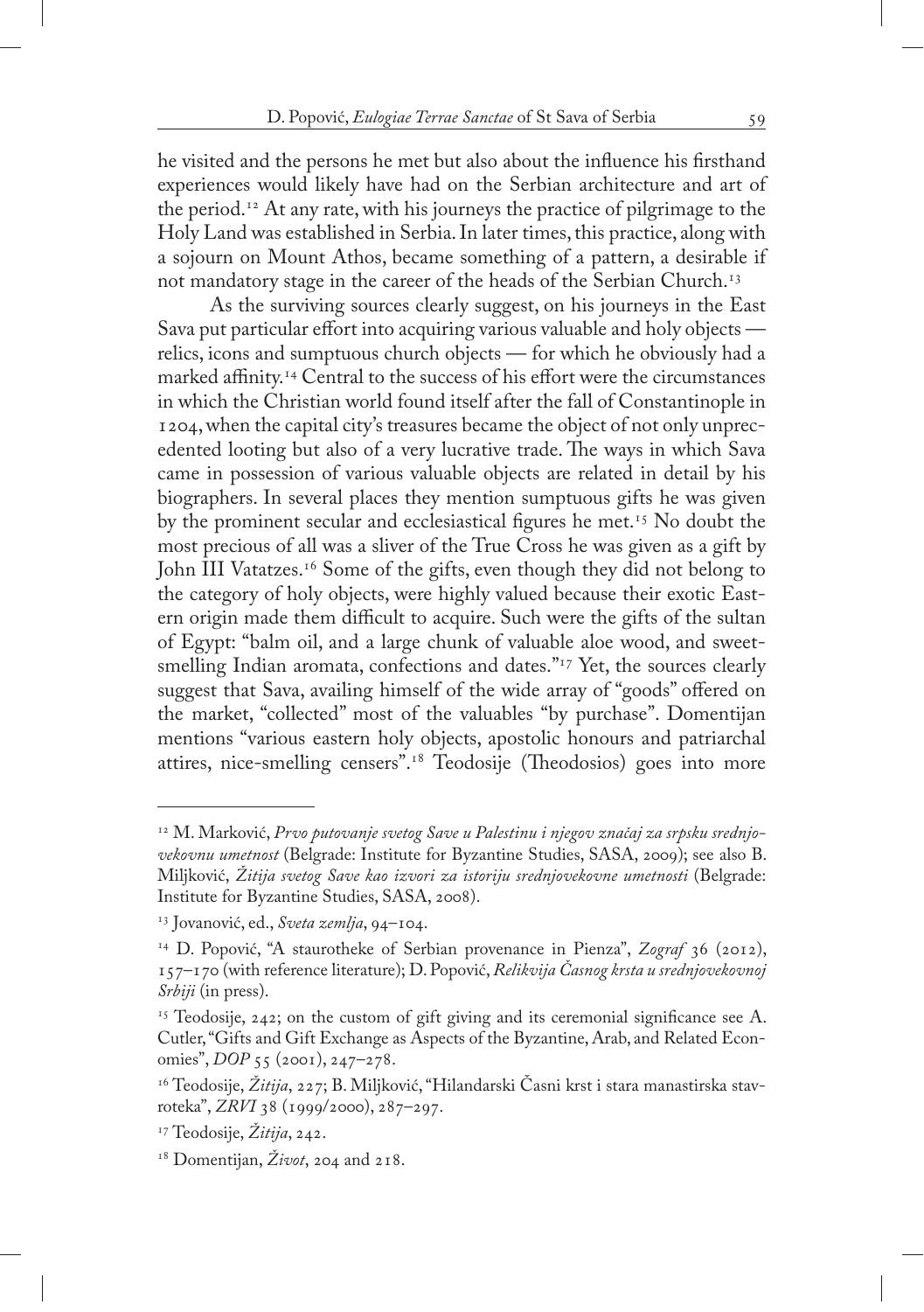he visited and the persons he met but also about the influence his firsthand experiences would likely have had on the Serbian architecture and art of the period.[12] At any rate, with his journeys the practice of pilgrimage to the Holy Land was established in Serbia. In later times, this practice, along with a sojourn on Mount Athos, became something of a pattern, a desirable if not mandatory stage in the career of the heads of the Serbian Church.[13]

As the surviving sources clearly suggest, on his journeys in the East Sava put particular effort into acquiring various valuable and holy objects — relics, icons and sumptuous church objects — for which he obviously had a marked affinity.[14] Central to the success of his effort were the circumstances in which the Christian world found itself after the fall of Constantinople in 1204, when the capital city's treasures became the object of not only unprecedented looting but also of a very lucrative trade. The ways in which Sava came in possession of various valuable objects are related in detail by his biographers. In several places they mention sumptuous gifts he was given by the prominent secular and ecclesiastical figures he met.[15] No doubt the most precious of all was a sliver of the True Cross he was given as a gift by John III Vatatzes.[16] Some of the gifts, even though they did not belong to the category of holy objects, were highly valued because their exotic Eastern origin made them difficult to acquire. Such were the gifts of the sultan of Egypt: "balm oil, and a large chunk of valuable aloe wood, and sweet-smelling Indian aromata, confections and dates."[17] Yet, the sources clearly suggest that Sava, availing himself of the wide array of "goods" offered on the market, "collected" most of the valuables "by purchase". Domentijan mentions "various eastern holy objects, apostolic honours and patriarchal attires, nice-smelling censers".[18] Teodosije (Theodosios) goes into more

---

[12] M. Marković, *Prvo putovanje svetog Save u Palestinu i njegov značaj za srpsku srednjovekovnu umetnost* (Belgrade: Institute for Byzantine Studies, SASA, 2009); see also B. Miljković, *Žitija svetog Save kao izvori za istoriju srednjovekovne umetnosti* (Belgrade: Institute for Byzantine Studies, SASA, 2008).

[13] Jovanović, ed., *Sveta zemlja*, 94–104.

[14] D. Popović, "A staurotheke of Serbian provenance in Pienza", *Zograf* 36 (2012), 157–170 (with reference literature); D. Popović, *Relikvija Časnog krsta u srednjovekovnoj Srbiji* (in press).

[15] Teodosije, 242; on the custom of gift giving and its ceremonial significance see A. Cutler, "Gifts and Gift Exchange as Aspects of the Byzantine, Arab, and Related Economies", *DOP* 55 (2001), 247–278.

[16] Teodosije, *Žitija*, 227; B. Miljković, "Hilandarski Časni krst i stara manastirska stavroteka", *ZRVI* 38 (1999/2000), 287–297.

[17] Teodosije, *Žitija*, 242.

[18] Domentijan, *Život*, 204 and 218.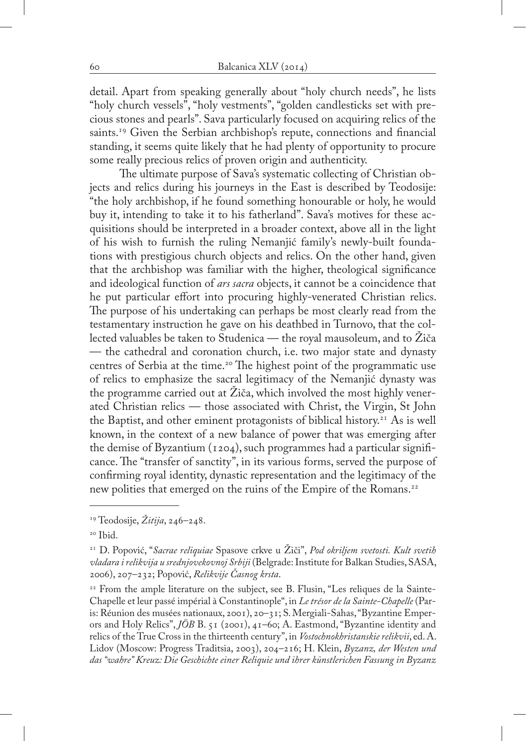detail. Apart from speaking generally about "holy church needs", he lists "holy church vessels", "holy vestments", "golden candlesticks set with precious stones and pearls". Sava particularly focused on acquiring relics of the saints.[19] Given the Serbian archbishop's repute, connections and financial standing, it seems quite likely that he had plenty of opportunity to procure some really precious relics of proven origin and authenticity.

The ultimate purpose of Sava's systematic collecting of Christian objects and relics during his journeys in the East is described by Teodosije: "the holy archbishop, if he found something honourable or holy, he would buy it, intending to take it to his fatherland". Sava's motives for these acquisitions should be interpreted in a broader context, above all in the light of his wish to furnish the ruling Nemanjić family's newly-built foundations with prestigious church objects and relics. On the other hand, given that the archbishop was familiar with the higher, theological significance and ideological function of *ars sacra* objects, it cannot be a coincidence that he put particular effort into procuring highly-venerated Christian relics. The purpose of his undertaking can perhaps be most clearly read from the testamentary instruction he gave on his deathbed in Turnovo, that the collected valuables be taken to Studenica — the royal mausoleum, and to Žiča — the cathedral and coronation church, i.e. two major state and dynasty centres of Serbia at the time.[20] The highest point of the programmatic use of relics to emphasize the sacral legitimacy of the Nemanjić dynasty was the programme carried out at Žiča, which involved the most highly venerated Christian relics — those associated with Christ, the Virgin, St John the Baptist, and other eminent protagonists of biblical history.[21] As is well known, in the context of a new balance of power that was emerging after the demise of Byzantium (1204), such programmes had a particular significance. The "transfer of sanctity", in its various forms, served the purpose of confirming royal identity, dynastic representation and the legitimacy of the new polities that emerged on the ruins of the Empire of the Romans.[22]

---

[19] Teodosije, *Žitija*, 246–248.

[20] Ibid.

[21] D. Popović, "*Sacrae reliquiae* Spasove crkve u Žiči", *Pod okriljem svetosti. Kult svetih vladara i relikvija u srednjovekovnoj Srbiji* (Belgrade: Institute for Balkan Studies, SASA, 2006), 207–232; Popović, *Relikvije Časnog krsta*.

[22] From the ample literature on the subject, see B. Flusin, "Les reliques de la Sainte-Chapelle et leur passé impérial à Constantinople", in *Le trésor de la Sainte-Chapelle* (Paris: Réunion des musées nationaux, 2001), 20–31; S. Mergiali-Sahas, "Byzantine Emperors and Holy Relics", *JÖB* B. 51 (2001), 41–60; A. Eastmond, "Byzantine identity and relics of the True Cross in the thirteenth century", in *Vostochnokhristanskie relikvii*, ed. A. Lidov (Moscow: Progress Traditsia, 2003), 204–216; H. Klein, *Byzanz, der Westen und das "wahre" Kreuz: Die Geschichte einer Reliquie und ihrer künstlerichen Fassung in Byzanz*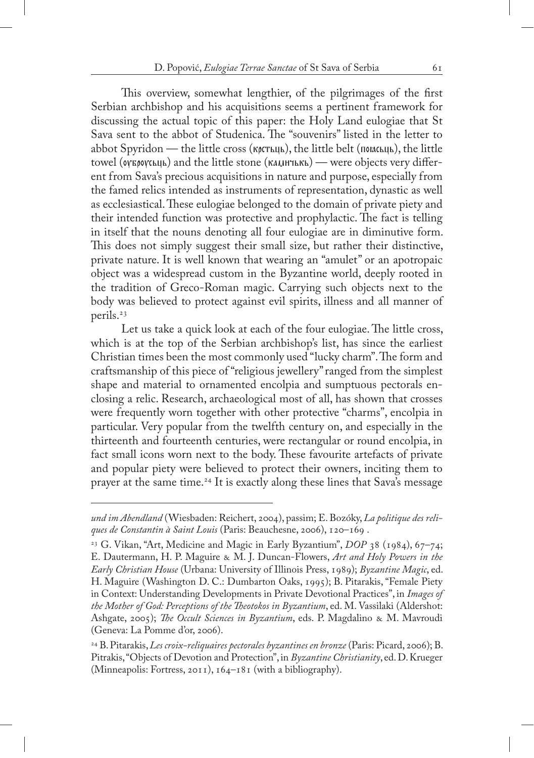This overview, somewhat lengthier, of the pilgrimages of the first Serbian archbishop and his acquisitions seems a pertinent framework for discussing the actual topic of this paper: the Holy Land eulogiae that St Sava sent to the abbot of Studenica. The "souvenirs" listed in the letter to abbot Spyridon — the little cross (крстьць), the little belt (поıасьць), the little towel (оуброусьць) and the little stone (камичькъ) — were objects very different from Sava's precious acquisitions in nature and purpose, especially from the famed relics intended as instruments of representation, dynastic as well as ecclesiastical. These eulogiae belonged to the domain of private piety and their intended function was protective and prophylactic. The fact is telling in itself that the nouns denoting all four eulogiae are in diminutive form. This does not simply suggest their small size, but rather their distinctive, private nature. It is well known that wearing an "amulet" or an apotropaic object was a widespread custom in the Byzantine world, deeply rooted in the tradition of Greco-Roman magic. Carrying such objects next to the body was believed to protect against evil spirits, illness and all manner of perils.[23]

Let us take a quick look at each of the four eulogiae. The little cross, which is at the top of the Serbian archbishop's list, has since the earliest Christian times been the most commonly used "lucky charm". The form and craftsmanship of this piece of "religious jewellery" ranged from the simplest shape and material to ornamented encolpia and sumptuous pectorals enclosing a relic. Research, archaeological most of all, has shown that crosses were frequently worn together with other protective "charms", encolpia in particular. Very popular from the twelfth century on, and especially in the thirteenth and fourteenth centuries, were rectangular or round encolpia, in fact small icons worn next to the body. These favourite artefacts of private and popular piety were believed to protect their owners, inciting them to prayer at the same time.[24] It is exactly along these lines that Sava's message

---

*und im Abendland* (Wiesbaden: Reichert, 2004), passim; E. Bozóky, *La politique des reliques de Constantin à Saint Louis* (Paris: Beauchesne, 2006), 120–169 .

[23] G. Vikan, "Art, Medicine and Magic in Early Byzantium", *DOP* 38 (1984), 67–74; E. Dautermann, H. P. Maguire & M. J. Duncan-Flowers, *Art and Holy Powers in the Early Christian House* (Urbana: University of Illinois Press, 1989); *Byzantine Magic*, ed. H. Maguire (Washington D. C.: Dumbarton Oaks, 1995); B. Pitarakis, "Female Piety in Context: Understanding Developments in Private Devotional Practices", in *Images of the Mother of God: Perceptions of the Theotokos in Byzantium*, ed. M. Vassilaki (Aldershot: Ashgate, 2005); *The Occult Sciences in Byzantium*, eds. P. Magdalino & M. Mavroudi (Geneva: La Pomme d'or, 2006).

[24] B. Pitarakis, *Les croix-reliquaires pectorales byzantines en bronze* (Paris: Picard, 2006); B. Pitrakis, "Objects of Devotion and Protection", in *Byzantine Christianity*, ed. D. Krueger (Minneapolis: Fortress, 2011), 164–181 (with a bibliography).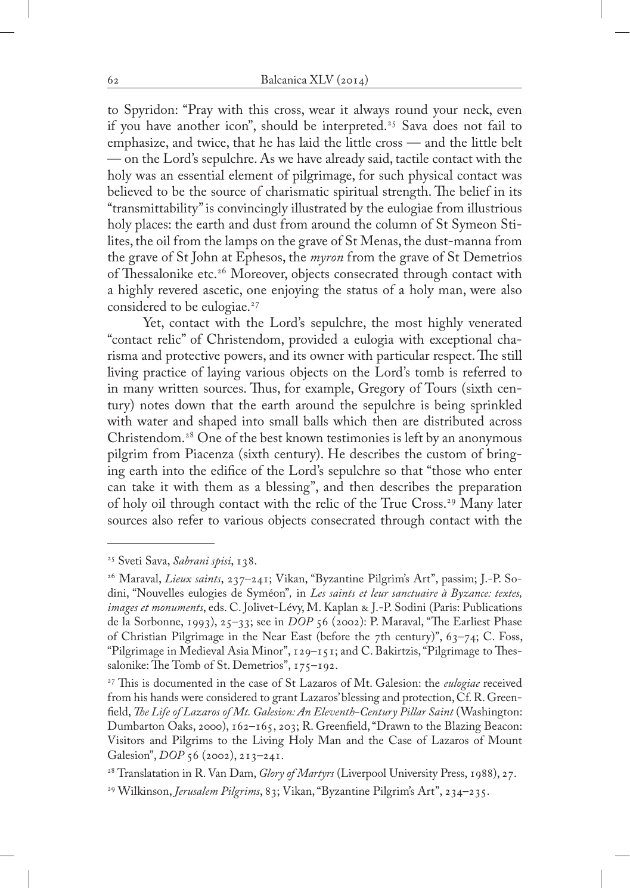to Spyridon: "Pray with this cross, wear it always round your neck, even if you have another icon", should be interpreted.[25] Sava does not fail to emphasize, and twice, that he has laid the little cross — and the little belt — on the Lord's sepulchre. As we have already said, tactile contact with the holy was an essential element of pilgrimage, for such physical contact was believed to be the source of charismatic spiritual strength. The belief in its "transmittability" is convincingly illustrated by the eulogiae from illustrious holy places: the earth and dust from around the column of St Symeon Stilites, the oil from the lamps on the grave of St Menas, the dust-manna from the grave of St John at Ephesos, the *myron* from the grave of St Demetrios of Thessalonike etc.[26] Moreover, objects consecrated through contact with a highly revered ascetic, one enjoying the status of a holy man, were also considered to be eulogiae.[27]

Yet, contact with the Lord's sepulchre, the most highly venerated "contact relic" of Christendom, provided a eulogia with exceptional charisma and protective powers, and its owner with particular respect. The still living practice of laying various objects on the Lord's tomb is referred to in many written sources. Thus, for example, Gregory of Tours (sixth century) notes down that the earth around the sepulchre is being sprinkled with water and shaped into small balls which then are distributed across Christendom.[28] One of the best known testimonies is left by an anonymous pilgrim from Piacenza (sixth century). He describes the custom of bringing earth into the edifice of the Lord's sepulchre so that "those who enter can take it with them as a blessing", and then describes the preparation of holy oil through contact with the relic of the True Cross.[29] Many later sources also refer to various objects consecrated through contact with the

---

[25] Sveti Sava, *Sabrani spisi*, 138.

[26] Maraval, *Lieux saints*, 237–241; Vikan, "Byzantine Pilgrim's Art", passim; J.-P. Sodini, "Nouvelles eulogies de Syméon", in *Les saints et leur sanctuaire à Byzance: textes, images et monuments*, eds. C. Jolivet-Lévy, M. Kaplan & J.-P. Sodini (Paris: Publications de la Sorbonne, 1993), 25–33; see in *DOP* 56 (2002): P. Maraval, "The Earliest Phase of Christian Pilgrimage in the Near East (before the 7th century)", 63–74; C. Foss, "Pilgrimage in Medieval Asia Minor", 129–151; and C. Bakirtzis, "Pilgrimage to Thessalonike: The Tomb of St. Demetrios", 175–192.

[27] This is documented in the case of St Lazaros of Mt. Galesion: the *eulogiae* received from his hands were considered to grant Lazaros' blessing and protection, Cf. R. Greenfield, *The Life of Lazaros of Mt. Galesion: An Eleventh-Century Pillar Saint* (Washington: Dumbarton Oaks, 2000), 162–165, 203; R. Greenfield, "Drawn to the Blazing Beacon: Visitors and Pilgrims to the Living Holy Man and the Case of Lazaros of Mount Galesion", *DOP* 56 (2002), 213–241.

[28] Translatation in R. Van Dam, *Glory of Martyrs* (Liverpool University Press, 1988), 27.

[29] Wilkinson, *Jerusalem Pilgrims*, 83; Vikan, "Byzantine Pilgrim's Art", 234–235.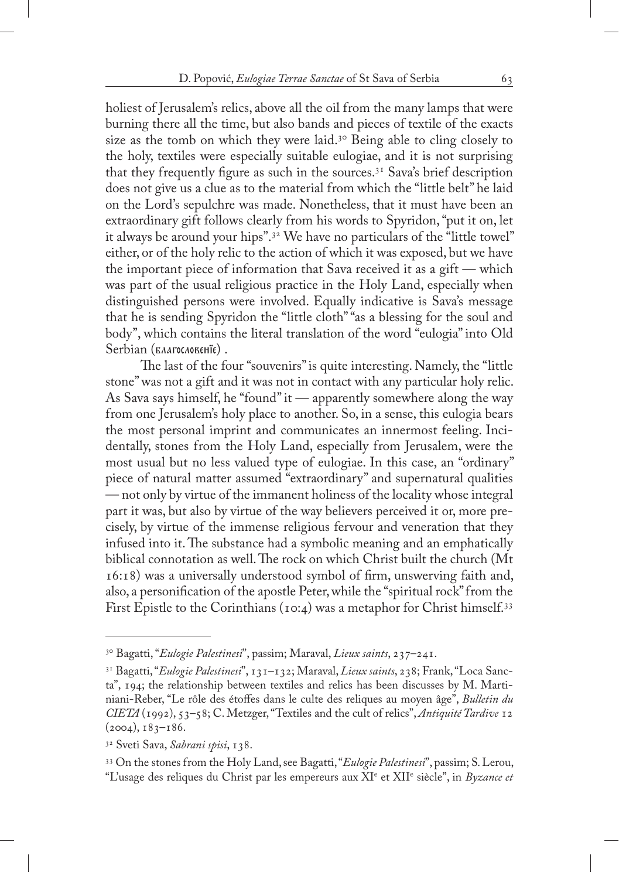holiest of Jerusalem's relics, above all the oil from the many lamps that were burning there all the time, but also bands and pieces of textile of the exacts size as the tomb on which they were laid.[30] Being able to cling closely to the holy, textiles were especially suitable eulogiae, and it is not surprising that they frequently figure as such in the sources.[31] Sava's brief description does not give us a clue as to the material from which the "little belt" he laid on the Lord's sepulchre was made. Nonetheless, that it must have been an extraordinary gift follows clearly from his words to Spyridon, "put it on, let it always be around your hips".[32] We have no particulars of the "little towel" either, or of the holy relic to the action of which it was exposed, but we have the important piece of information that Sava received it as a gift — which was part of the usual religious practice in the Holy Land, especially when distinguished persons were involved. Equally indicative is Sava's message that he is sending Spyridon the "little cloth" "as a blessing for the soul and body", which contains the literal translation of the word "eulogia" into Old Serbian (благословенїє) .

The last of the four "souvenirs" is quite interesting. Namely, the "little stone" was not a gift and it was not in contact with any particular holy relic. As Sava says himself, he "found" it — apparently somewhere along the way from one Jerusalem's holy place to another. So, in a sense, this eulogia bears the most personal imprint and communicates an innermost feeling. Incidentally, stones from the Holy Land, especially from Jerusalem, were the most usual but no less valued type of eulogiae. In this case, an "ordinary" piece of natural matter assumed "extraordinary" and supernatural qualities — not only by virtue of the immanent holiness of the locality whose integral part it was, but also by virtue of the way believers perceived it or, more precisely, by virtue of the immense religious fervour and veneration that they infused into it. The substance had a symbolic meaning and an emphatically biblical connotation as well. The rock on which Christ built the church (Mt 16:18) was a universally understood symbol of firm, unswerving faith and, also, a personification of the apostle Peter, while the "spiritual rock" from the First Epistle to the Corinthians (10:4) was a metaphor for Christ himself.[33]

---

[30] Bagatti, "*Eulogie Palestinesi*", passim; Maraval, *Lieux saints*, 237–241.

[31] Bagatti, "*Eulogie Palestinesi*", 131–132; Maraval, *Lieux saints*, 238; Frank, "Loca Sancta", 194; the relationship between textiles and relics has been discusses by M. Martiniani-Reber, "Le rôle des étoffes dans le culte des reliques au moyen âge", *Bulletin du CIETA* (1992), 53–58; C. Metzger, "Textiles and the cult of relics", *Antiquité Tardive* 12 (2004), 183–186.

[32] Sveti Sava, *Sabrani spisi*, 138.

[33] On the stones from the Holy Land, see Bagatti, "*Eulogie Palestinesi*", passim; S. Lerou, "L'usage des reliques du Christ par les empereurs aux XI^e et XII^e siècle", in *Byzance et*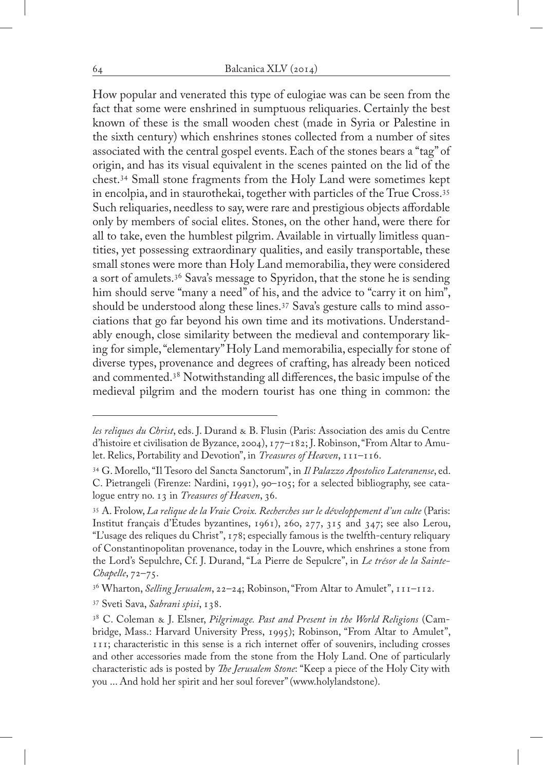How popular and venerated this type of eulogiae was can be seen from the fact that some were enshrined in sumptuous reliquaries. Certainly the best known of these is the small wooden chest (made in Syria or Palestine in the sixth century) which enshrines stones collected from a number of sites associated with the central gospel events. Each of the stones bears a "tag" of origin, and has its visual equivalent in the scenes painted on the lid of the chest.[34] Small stone fragments from the Holy Land were sometimes kept in encolpia, and in staurothekai, together with particles of the True Cross.[35] Such reliquaries, needless to say, were rare and prestigious objects affordable only by members of social elites. Stones, on the other hand, were there for all to take, even the humblest pilgrim. Available in virtually limitless quantities, yet possessing extraordinary qualities, and easily transportable, these small stones were more than Holy Land memorabilia, they were considered a sort of amulets.[36] Sava's message to Spyridon, that the stone he is sending him should serve "many a need" of his, and the advice to "carry it on him", should be understood along these lines.[37] Sava's gesture calls to mind associations that go far beyond his own time and its motivations. Understandably enough, close similarity between the medieval and contemporary liking for simple, "elementary" Holy Land memorabilia, especially for stone of diverse types, provenance and degrees of crafting, has already been noticed and commented.[38] Notwithstanding all differences, the basic impulse of the medieval pilgrim and the modern tourist has one thing in common: the

---

*les reliques du Christ*, eds. J. Durand & B. Flusin (Paris: Association des amis du Centre d'histoire et civilisation de Byzance, 2004), 177–182; J. Robinson, "From Altar to Amulet. Relics, Portability and Devotion", in *Treasures of Heaven*, 111–116.

[34] G. Morello, "Il Tesoro del Sancta Sanctorum", in *Il Palazzo Apostolico Lateranense*, ed. C. Pietrangeli (Firenze: Nardini, 1991), 90–105; for a selected bibliography, see catalogue entry no. 13 in *Treasures of Heaven*, 36.

[35] A. Frolow, *La relique de la Vraie Croix. Recherches sur le développement d'un culte* (Paris: Institut français d'Études byzantines, 1961), 260, 277, 315 and 347; see also Lerou, "L'usage des reliques du Christ", 178; especially famous is the twelfth-century reliquary of Constantinopolitan provenance, today in the Louvre, which enshrines a stone from the Lord's Sepulchre, Cf. J. Durand, "La Pierre de Sepulcre", in *Le trésor de la Sainte-Chapelle*, 72–75.

[36] Wharton, *Selling Jerusalem*, 22–24; Robinson, "From Altar to Amulet", 111–112.

[37] Sveti Sava, *Sabrani spisi*, 138.

[38] C. Coleman & J. Elsner, *Pilgrimage. Past and Present in the World Religions* (Cambridge, Mass.: Harvard University Press, 1995); Robinson, "From Altar to Amulet", 111; characteristic in this sense is a rich internet offer of souvenirs, including crosses and other accessories made from the stone from the Holy Land. One of particularly characteristic ads is posted by *The Jerusalem Stone*: "Keep a piece of the Holy City with you ... And hold her spirit and her soul forever" (www.holylandstone).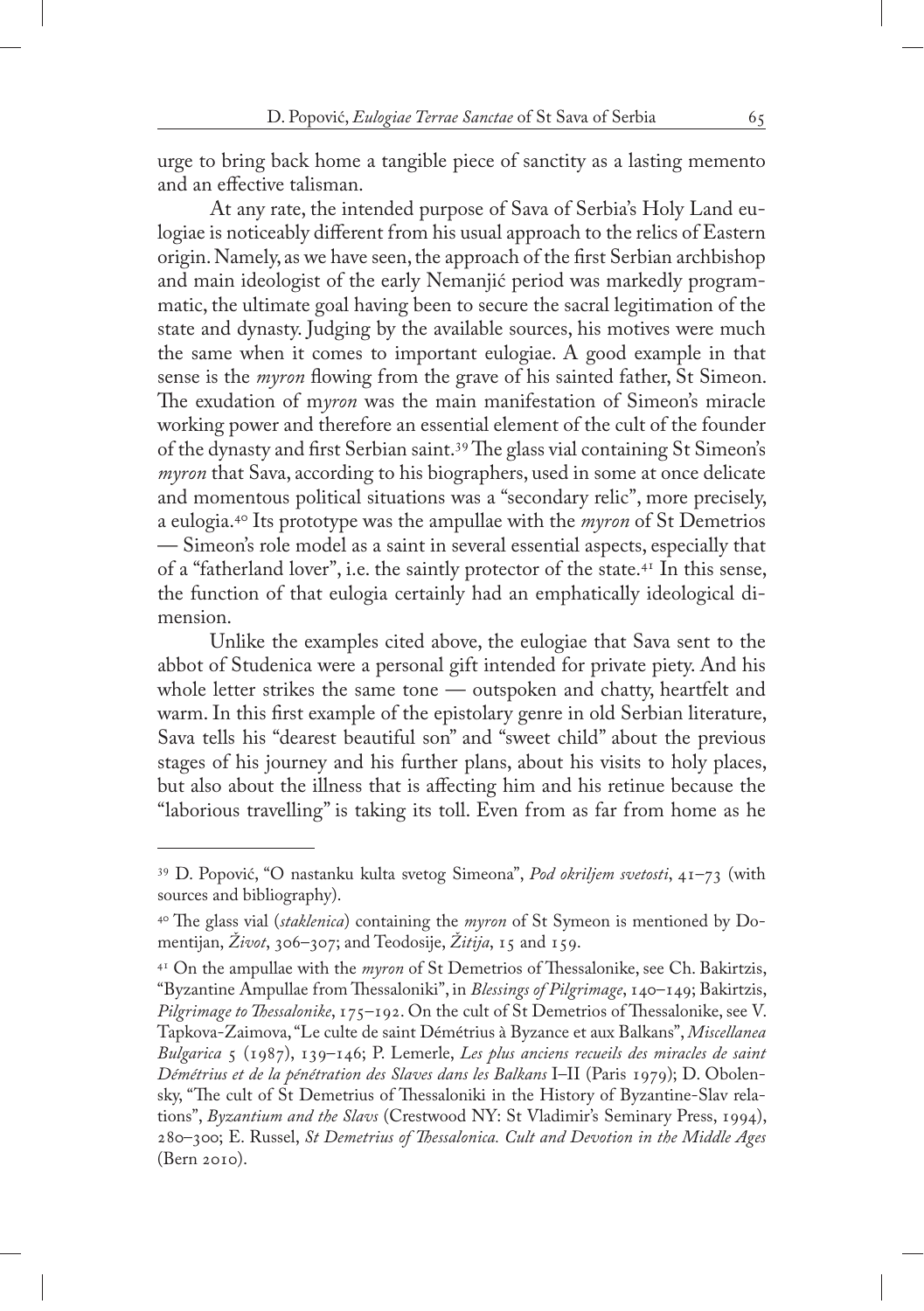urge to bring back home a tangible piece of sanctity as a lasting memento and an effective talisman.

At any rate, the intended purpose of Sava of Serbia's Holy Land eulogiae is noticeably different from his usual approach to the relics of Eastern origin. Namely, as we have seen, the approach of the first Serbian archbishop and main ideologist of the early Nemanjić period was markedly programmatic, the ultimate goal having been to secure the sacral legitimation of the state and dynasty. Judging by the available sources, his motives were much the same when it comes to important eulogiae. A good example in that sense is the *myron* flowing from the grave of his sainted father, St Simeon. The exudation of m*yron* was the main manifestation of Simeon's miracle working power and therefore an essential element of the cult of the founder of the dynasty and first Serbian saint.[39] The glass vial containing St Simeon's *myron* that Sava, according to his biographers, used in some at once delicate and momentous political situations was a "secondary relic", more precisely, a eulogia.[40] Its prototype was the ampullae with the *myron* of St Demetrios — Simeon's role model as a saint in several essential aspects, especially that of a "fatherland lover", i.e. the saintly protector of the state.[41] In this sense, the function of that eulogia certainly had an emphatically ideological dimension.

Unlike the examples cited above, the eulogiae that Sava sent to the abbot of Studenica were a personal gift intended for private piety. And his whole letter strikes the same tone — outspoken and chatty, heartfelt and warm. In this first example of the epistolary genre in old Serbian literature, Sava tells his "dearest beautiful son" and "sweet child" about the previous stages of his journey and his further plans, about his visits to holy places, but also about the illness that is affecting him and his retinue because the "laborious travelling" is taking its toll. Even from as far from home as he

---

[39] D. Popović, "O nastanku kulta svetog Simeona", *Pod okriljem svetosti*, 41–73 (with sources and bibliography).

[40] The glass vial (*staklenica*) containing the *myron* of St Symeon is mentioned by Domentijan, *Život*, 306–307; and Teodosije, *Žitija*, 15 and 159.

[41] On the ampullae with the *myron* of St Demetrios of Thessalonike, see Ch. Bakirtzis, "Byzantine Ampullae from Thessaloniki", in *Blessings of Pilgrimage*, 140–149; Bakirtzis, *Pilgrimage to Thessalonike*, 175–192. On the cult of St Demetrios of Thessalonike, see V. Tapkova-Zaimova, "Le culte de saint Démétrius à Byzance et aux Balkans", *Miscellanea Bulgarica* 5 (1987), 139–146; P. Lemerle, *Les plus anciens recueils des miracles de saint Démétrius et de la pénétration des Slaves dans les Balkans* I–II (Paris 1979); D. Obolensky, "The cult of St Demetrius of Thessaloniki in the History of Byzantine-Slav relations", *Byzantium and the Slavs* (Crestwood NY: St Vladimir's Seminary Press, 1994), 280–300; E. Russel, *St Demetrius of Thessalonica. Cult and Devotion in the Middle Ages* (Bern 2010).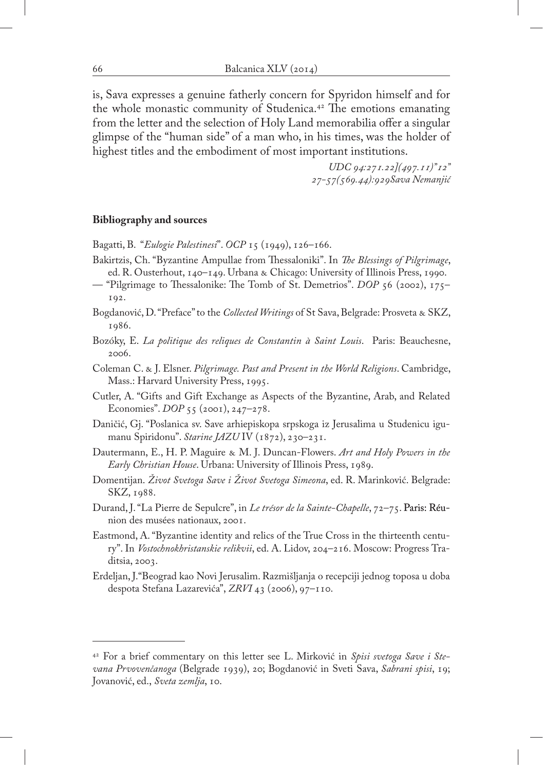is, Sava expresses a genuine fatherly concern for Spyridon himself and for the whole monastic community of Studenica.[42] The emotions emanating from the letter and the selection of Holy Land memorabilia offer a singular glimpse of the "human side" of a man who, in his times, was the holder of highest titles and the embodiment of most important institutions.

*UDC 94:271.22](497.11)"12"*
*27-57(569.44):929Sava Nemanjić*

**Bibliography and sources**

Bagatti, B. "*Eulogie Palestinesi*". *OCP* 15 (1949), 126–166.

Bakirtzis, Ch. "Byzantine Ampullae from Thessaloniki". In *The Blessings of Pilgrimage*, ed. R. Ousterhout, 140–149. Urbana & Chicago: University of Illinois Press, 1990.

— "Pilgrimage to Thessalonike: The Tomb of St. Demetrios". *DOP* 56 (2002), 175–192.

Bogdanović, D. "Preface" to the *Collected Writings* of St Sava, Belgrade: Prosveta & SKZ, 1986.

Bozóky, E. *La politique des reliques de Constantin à Saint Louis*. Paris: Beauchesne, 2006.

Coleman C. & J. Elsner. *Pilgrimage. Past and Present in the World Religions*. Cambridge, Mass.: Harvard University Press, 1995.

Cutler, A. "Gifts and Gift Exchange as Aspects of the Byzantine, Arab, and Related Economies". *DOP* 55 (2001), 247–278.

Daničić, Gj. "Poslanica sv. Save arhiepiskopa srpskoga iz Jerusalima u Studenicu igumanu Spiridonu". *Starine JAZU* IV (1872), 230–231.

Dautermann, E., H. P. Maguire & M. J. Duncan-Flowers. *Art and Holy Powers in the Early Christian House*. Urbana: University of Illinois Press, 1989.

Domentijan. *Život Svetoga Save i Život Svetoga Simeona*, ed. R. Marinković. Belgrade: SKZ, 1988.

Durand, J. "La Pierre de Sepulcre", in *Le trésor de la Sainte-Chapelle*, 72–75. Paris: Réunion des musées nationaux, 2001.

Eastmond, A. "Byzantine identity and relics of the True Cross in the thirteenth century". In *Vostochnokhristanskie relikvii*, ed. A. Lidov, 204–216. Moscow: Progress Traditsia, 2003.

Erdeljan, J. "Beograd kao Novi Jerusalim. Razmišljanja o recepciji jednog toposa u doba despota Stefana Lazarevića", *ZRVI* 43 (2006), 97–110.

---

[42] For a brief commentary on this letter see L. Mirković in *Spisi svetoga Save i Stevana Prvovenčanoga* (Belgrade 1939), 20; Bogdanović in Sveti Sava, *Sabrani spisi*, 19; Jovanović, ed., *Sveta zemlja*, 10.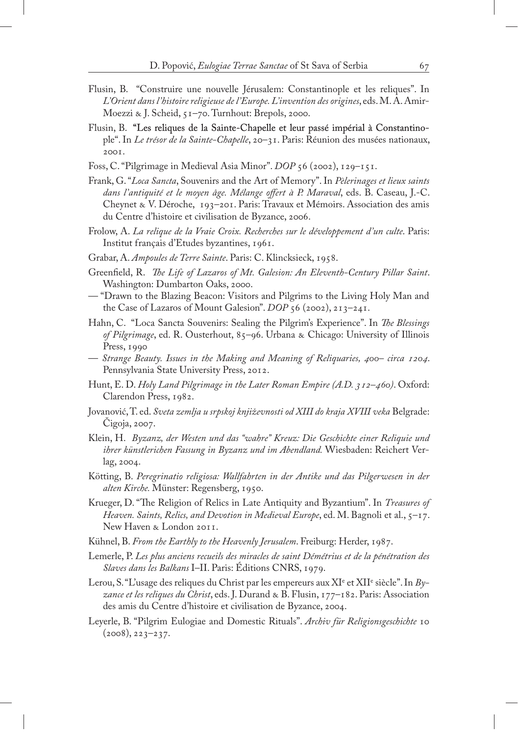Flusin, B. "Construire une nouvelle Jérusalem: Constantinople et les reliques". In *L'Orient dans l'histoire religieuse de l'Europe. L'invention des origines*, eds. M. A. Amir-Moezzi & J. Scheid, 51–70. Turnhout: Brepols, 2000.

Flusin, B. "Les reliques de la Sainte-Chapelle et leur passé impérial à Constantinople". In *Le trésor de la Sainte-Chapelle*, 20–31. Paris: Réunion des musées nationaux, 2001.

Foss, C. "Pilgrimage in Medieval Asia Minor". *DOP* 56 (2002), 129–151.

Frank, G. "*Loca Sancta*, Souvenirs and the Art of Memory". In *Pèlerinages et lieux saints dans l'antiquité et le moyen âge. Mélange offert à P. Maraval*, eds. B. Caseau, J.-C. Cheynet & V. Déroche, 193–201. Paris: Travaux et Mémoirs. Association des amis du Centre d'histoire et civilisation de Byzance, 2006.

Frolow, A. *La relique de la Vraie Croix. Recherches sur le développement d'un culte*. Paris: Institut français d'Etudes byzantines, 1961.

Grabar, A. *Ampoules de Terre Sainte*. Paris: C. Klincksieck, 1958.

Greenfield, R. *The Life of Lazaros of Mt. Galesion: An Eleventh-Century Pillar Saint*. Washington: Dumbarton Oaks, 2000.

— "Drawn to the Blazing Beacon: Visitors and Pilgrims to the Living Holy Man and the Case of Lazaros of Mount Galesion". *DOP* 56 (2002), 213–241.

Hahn, C. "Loca Sancta Souvenirs: Sealing the Pilgrim's Experience". In *The Blessings of Pilgrimage*, ed. R. Ousterhout, 85–96. Urbana & Chicago: University of Illinois Press, 1990

— *Strange Beauty. Issues in the Making and Meaning of Reliquaries, 400– circa 1204*. Pennsylvania State University Press, 2012.

Hunt, E. D. *Holy Land Pilgrimage in the Later Roman Empire (A.D. 312–460)*. Oxford: Clarendon Press, 1982.

Jovanović, T. ed. *Sveta zemlja u srpskoj književnosti od XIII do kraja XVIII veka* Belgrade: Čigoja, 2007.

Klein, H. *Byzanz, der Westen und das "wahre" Kreuz: Die Geschichte einer Reliquie und ihrer künstlerichen Fassung in Byzanz und im Abendland.* Wiesbaden: Reichert Verlag, 2004.

Kötting, B. *Peregrinatio religiosa: Wallfahrten in der Antike und das Pilgerwesen in der alten Kirche.* Münster: Regensberg, 1950.

Krueger, D. "The Religion of Relics in Late Antiquity and Byzantium". In *Treasures of Heaven. Saints, Relics, and Devotion in Medieval Europe*, ed. M. Bagnoli et al., 5–17. New Haven & London 2011.

Kühnel, B. *From the Earthly to the Heavenly Jerusalem*. Freiburg: Herder, 1987.

Lemerle, P. *Les plus anciens recueils des miracles de saint Démétrius et de la pénétration des Slaves dans les Balkans* I–II. Paris: Éditions CNRS, 1979.

Lerou, S. "L'usage des reliques du Christ par les empereurs aux XI^e et XII^e siècle". In *Byzance et les reliques du Christ*, eds. J. Durand & B. Flusin, 177–182. Paris: Association des amis du Centre d'histoire et civilisation de Byzance, 2004.

Leyerle, B. "Pilgrim Eulogiae and Domestic Rituals". *Archiv für Religionsgeschichte* 10 (2008), 223–237.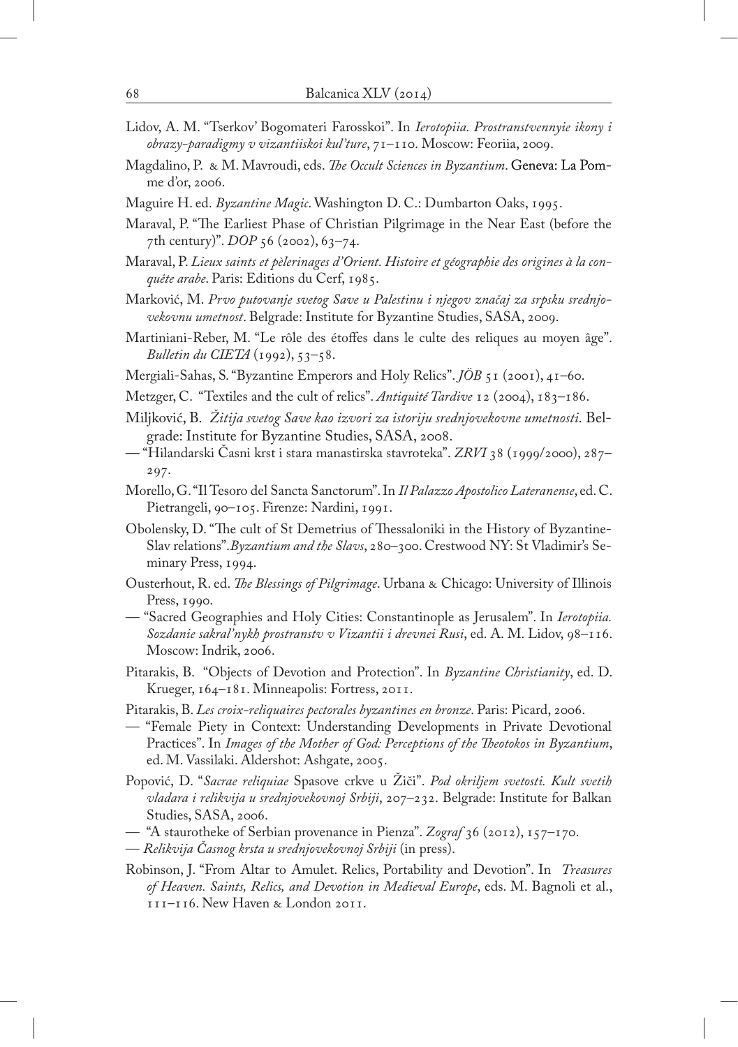Lidov, A. M. "Tserkov' Bogomateri Farosskoi". In *Ierotopiia. Prostranstvennyie ikony i obrazy-paradigmy v vizantiiskoi kul'ture*, 71–110. Moscow: Feoriia, 2009.

Magdalino, P. & M. Mavroudi, eds. *The Occult Sciences in Byzantium*. Geneva: La Pomme d'or, 2006.

Maguire H. ed. *Byzantine Magic*. Washington D. C.: Dumbarton Oaks, 1995.

Maraval, P. "The Earliest Phase of Christian Pilgrimage in the Near East (before the 7th century)". *DOP* 56 (2002), 63–74.

Maraval, P. *Lieux saints et pèlerinages d'Orient. Histoire et géographie des origines à la conquête arabe*. Paris: Editions du Cerf, 1985.

Marković, M. *Prvo putovanje svetog Save u Palestinu i njegov značaj za srpsku srednjovekovnu umetnost*. Belgrade: Institute for Byzantine Studies, SASA, 2009.

Martiniani-Reber, M. "Le rôle des étoffes dans le culte des reliques au moyen âge". *Bulletin du CIETA* (1992), 53–58.

Mergiali-Sahas, S. "Byzantine Emperors and Holy Relics". *JÖB* 51 (2001), 41–60.

Metzger, C. "Textiles and the cult of relics". *Antiquité Tardive* 12 (2004), 183–186.

Miljković, B. *Žitija svetog Save kao izvori za istoriju srednjovekovne umetnosti*. Belgrade: Institute for Byzantine Studies, SASA, 2008.

— "Hilandarski Časni krst i stara manastirska stavroteka". *ZRVI* 38 (1999/2000), 287–297.

Morello, G. "Il Tesoro del Sancta Sanctorum". In *Il Palazzo Apostolico Lateranense*, ed. C. Pietrangeli, 90–105. Firenze: Nardini, 1991.

Obolensky, D. "The cult of St Demetrius of Thessaloniki in the History of Byzantine-Slav relations". *Byzantium and the Slavs*, 280–300. Crestwood NY: St Vladimir's Seminary Press, 1994.

Ousterhout, R. ed. *The Blessings of Pilgrimage*. Urbana & Chicago: University of Illinois Press, 1990.

— "Sacred Geographies and Holy Cities: Constantinople as Jerusalem". In *Ierotopiia. Sozdanie sakral'nykh prostranstv v Vizantii i drevnei Rusi*, ed. A. M. Lidov, 98–116. Moscow: Indrik, 2006.

Pitarakis, B. "Objects of Devotion and Protection". In *Byzantine Christianity*, ed. D. Krueger, 164–181. Minneapolis: Fortress, 2011.

Pitarakis, B. *Les croix-reliquaires pectorales byzantines en bronze*. Paris: Picard, 2006.

— "Female Piety in Context: Understanding Developments in Private Devotional Practices". In *Images of the Mother of God: Perceptions of the Theotokos in Byzantium*, ed. M. Vassilaki. Aldershot: Ashgate, 2005.

Popović, D. "*Sacrae reliquiae* Spasove crkve u Žiči". *Pod okriljem svetosti. Kult svetih vladara i relikvija u srednjovekovnoj Srbiji*, 207–232. Belgrade: Institute for Balkan Studies, SASA, 2006.

— "A staurotheke of Serbian provenance in Pienza". *Zograf* 36 (2012), 157–170.

— *Relikvija Časnog krsta u srednjovekovnoj Srbiji* (in press).

Robinson, J. "From Altar to Amulet. Relics, Portability and Devotion". In *Treasures of Heaven. Saints, Relics, and Devotion in Medieval Europe*, eds. M. Bagnoli et al., 111–116. New Haven & London 2011.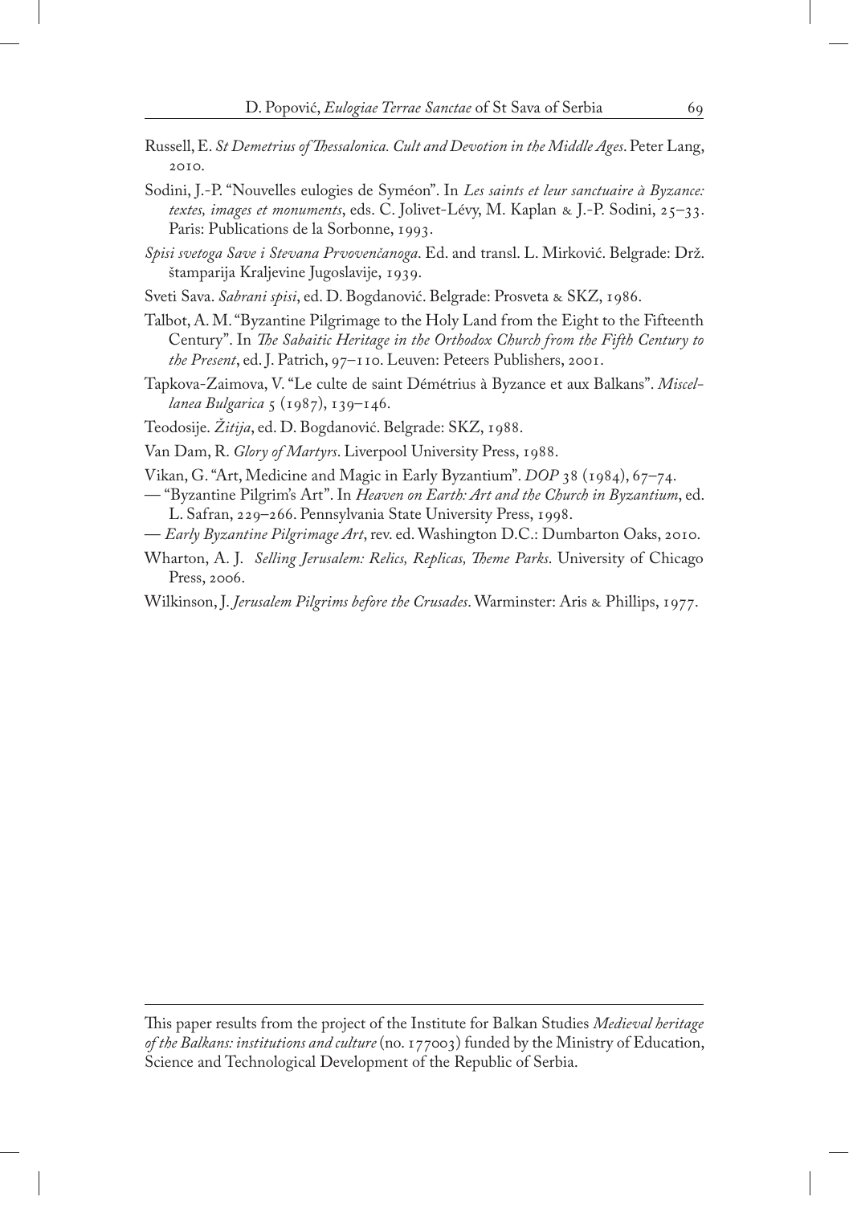Russell, E. *St Demetrius of Thessalonica. Cult and Devotion in the Middle Ages*. Peter Lang, 2010.

Sodini, J.-P. "Nouvelles eulogies de Syméon". In *Les saints et leur sanctuaire à Byzance: textes, images et monuments*, eds. C. Jolivet-Lévy, M. Kaplan & J.-P. Sodini, 25–33. Paris: Publications de la Sorbonne, 1993.

*Spisi svetoga Save i Stevana Prvovenčanoga*. Ed. and transl. L. Mirković. Belgrade: Drž. štamparija Kraljevine Jugoslavije, 1939.

Sveti Sava. *Sabrani spisi*, ed. D. Bogdanović. Belgrade: Prosveta & SKZ, 1986.

Talbot, A. M. "Byzantine Pilgrimage to the Holy Land from the Eight to the Fifteenth Century". In *The Sabaitic Heritage in the Orthodox Church from the Fifth Century to the Present*, ed. J. Patrich, 97–110. Leuven: Peteers Publishers, 2001.

Tapkova-Zaimova, V. "Le culte de saint Démétrius à Byzance et aux Balkans". *Miscellanea Bulgarica* 5 (1987), 139–146.

Teodosije. *Žitija*, ed. D. Bogdanović. Belgrade: SKZ, 1988.

Van Dam, R. *Glory of Martyrs*. Liverpool University Press, 1988.

Vikan, G. "Art, Medicine and Magic in Early Byzantium". *DOP* 38 (1984), 67–74.

— "Byzantine Pilgrim's Art". In *Heaven on Earth: Art and the Church in Byzantium*, ed. L. Safran, 229–266. Pennsylvania State University Press, 1998.

— *Early Byzantine Pilgrimage Art*, rev. ed. Washington D.C.: Dumbarton Oaks, 2010.

Wharton, A. J. *Selling Jerusalem: Relics, Replicas, Theme Parks*. University of Chicago Press, 2006.

Wilkinson, J. *Jerusalem Pilgrims before the Crusades*. Warminster: Aris & Phillips, 1977.

---

This paper results from the project of the Institute for Balkan Studies *Medieval heritage of the Balkans: institutions and culture* (no. 177003) funded by the Ministry of Education, Science and Technological Development of the Republic of Serbia.